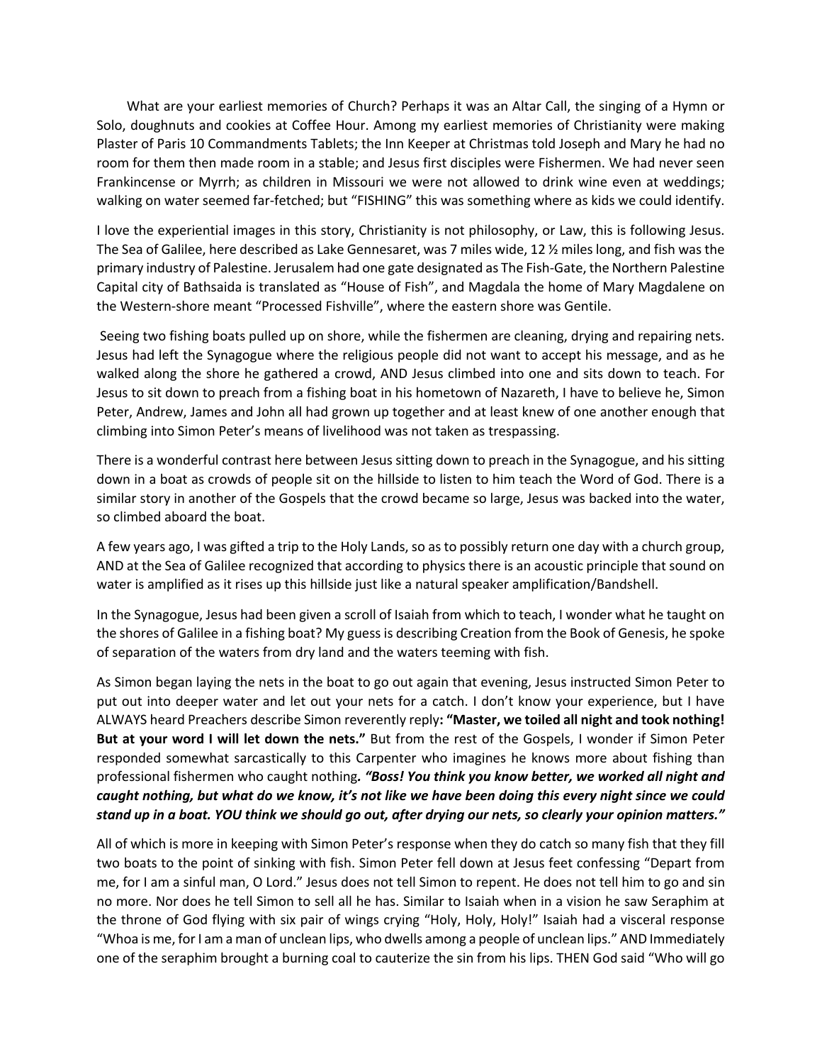What are your earliest memories of Church? Perhaps it was an Altar Call, the singing of a Hymn or Solo, doughnuts and cookies at Coffee Hour. Among my earliest memories of Christianity were making Plaster of Paris 10 Commandments Tablets; the Inn Keeper at Christmas told Joseph and Mary he had no room for them then made room in a stable; and Jesus first disciples were Fishermen. We had never seen Frankincense or Myrrh; as children in Missouri we were not allowed to drink wine even at weddings; walking on water seemed far-fetched; but "FISHING" this was something where as kids we could identify.

I love the experiential images in this story, Christianity is not philosophy, or Law, this is following Jesus. The Sea of Galilee, here described as Lake Gennesaret, was 7 miles wide, 12 ½ miles long, and fish was the primary industry of Palestine. Jerusalem had one gate designated as The Fish-Gate, the Northern Palestine Capital city of Bathsaida is translated as "House of Fish", and Magdala the home of Mary Magdalene on the Western-shore meant "Processed Fishville", where the eastern shore was Gentile.

Seeing two fishing boats pulled up on shore, while the fishermen are cleaning, drying and repairing nets. Jesus had left the Synagogue where the religious people did not want to accept his message, and as he walked along the shore he gathered a crowd, AND Jesus climbed into one and sits down to teach. For Jesus to sit down to preach from a fishing boat in his hometown of Nazareth, I have to believe he, Simon Peter, Andrew, James and John all had grown up together and at least knew of one another enough that climbing into Simon Peter's means of livelihood was not taken as trespassing.

There is a wonderful contrast here between Jesus sitting down to preach in the Synagogue, and his sitting down in a boat as crowds of people sit on the hillside to listen to him teach the Word of God. There is a similar story in another of the Gospels that the crowd became so large, Jesus was backed into the water, so climbed aboard the boat.

A few years ago, I was gifted a trip to the Holy Lands, so as to possibly return one day with a church group, AND at the Sea of Galilee recognized that according to physics there is an acoustic principle that sound on water is amplified as it rises up this hillside just like a natural speaker amplification/Bandshell.

In the Synagogue, Jesus had been given a scroll of Isaiah from which to teach, I wonder what he taught on the shores of Galilee in a fishing boat? My guess is describing Creation from the Book of Genesis, he spoke of separation of the waters from dry land and the waters teeming with fish.

As Simon began laying the nets in the boat to go out again that evening, Jesus instructed Simon Peter to put out into deeper water and let out your nets for a catch. I don't know your experience, but I have ALWAYS heard Preachers describe Simon reverently reply: **"Master, we toiled all night and took nothing! But at your word I will let down the nets."** But from the rest of the Gospels, I wonder if Simon Peter responded somewhat sarcastically to this Carpenter who imagines he knows more about fishing than professional fishermen who caught nothing. ***"Boss! You think you know better, we worked all night and caught nothing, but what do we know, it's not like we have been doing this every night since we could stand up in a boat. YOU think we should go out, after drying our nets, so clearly your opinion matters."***

All of which is more in keeping with Simon Peter's response when they do catch so many fish that they fill two boats to the point of sinking with fish. Simon Peter fell down at Jesus feet confessing "Depart from me, for I am a sinful man, O Lord." Jesus does not tell Simon to repent. He does not tell him to go and sin no more. Nor does he tell Simon to sell all he has. Similar to Isaiah when in a vision he saw Seraphim at the throne of God flying with six pair of wings crying "Holy, Holy, Holy!" Isaiah had a visceral response "Whoa is me, for I am a man of unclean lips, who dwells among a people of unclean lips." AND Immediately one of the seraphim brought a burning coal to cauterize the sin from his lips. THEN God said "Who will go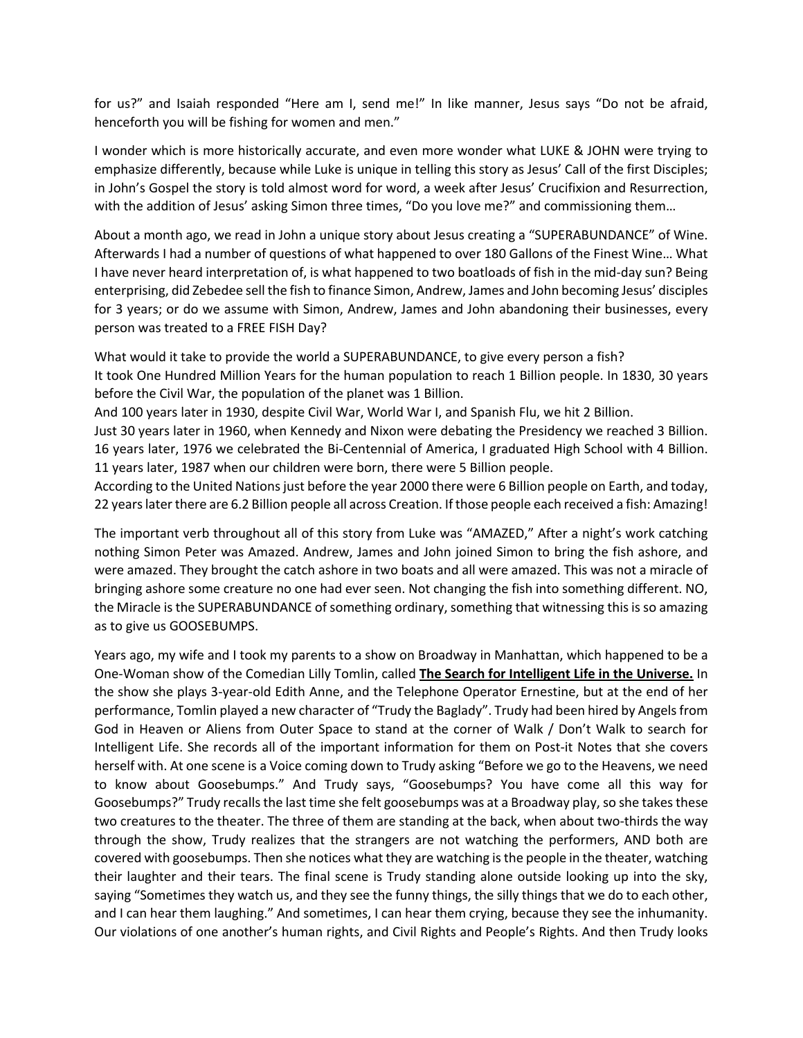for us?" and Isaiah responded "Here am I, send me!" In like manner, Jesus says "Do not be afraid, henceforth you will be fishing for women and men."

I wonder which is more historically accurate, and even more wonder what LUKE & JOHN were trying to emphasize differently, because while Luke is unique in telling this story as Jesus' Call of the first Disciples; in John's Gospel the story is told almost word for word, a week after Jesus' Crucifixion and Resurrection, with the addition of Jesus' asking Simon three times, "Do you love me?" and commissioning them…

About a month ago, we read in John a unique story about Jesus creating a "SUPERABUNDANCE" of Wine. Afterwards I had a number of questions of what happened to over 180 Gallons of the Finest Wine… What I have never heard interpretation of, is what happened to two boatloads of fish in the mid-day sun? Being enterprising, did Zebedee sell the fish to finance Simon, Andrew, James and John becoming Jesus' disciples for 3 years; or do we assume with Simon, Andrew, James and John abandoning their businesses, every person was treated to a FREE FISH Day?

What would it take to provide the world a SUPERABUNDANCE, to give every person a fish?
It took One Hundred Million Years for the human population to reach 1 Billion people. In 1830, 30 years before the Civil War, the population of the planet was 1 Billion.
And 100 years later in 1930, despite Civil War, World War I, and Spanish Flu, we hit 2 Billion.
Just 30 years later in 1960, when Kennedy and Nixon were debating the Presidency we reached 3 Billion.
16 years later, 1976 we celebrated the Bi-Centennial of America, I graduated High School with 4 Billion.
11 years later, 1987 when our children were born, there were 5 Billion people.
According to the United Nations just before the year 2000 there were 6 Billion people on Earth, and today, 22 years later there are 6.2 Billion people all across Creation. If those people each received a fish: Amazing!

The important verb throughout all of this story from Luke was "AMAZED," After a night's work catching nothing Simon Peter was Amazed. Andrew, James and John joined Simon to bring the fish ashore, and were amazed. They brought the catch ashore in two boats and all were amazed. This was not a miracle of bringing ashore some creature no one had ever seen. Not changing the fish into something different. NO, the Miracle is the SUPERABUNDANCE of something ordinary, something that witnessing this is so amazing as to give us GOOSEBUMPS.

Years ago, my wife and I took my parents to a show on Broadway in Manhattan, which happened to be a One-Woman show of the Comedian Lilly Tomlin, called **The Search for Intelligent Life in the Universe.** In the show she plays 3-year-old Edith Anne, and the Telephone Operator Ernestine, but at the end of her performance, Tomlin played a new character of "Trudy the Baglady". Trudy had been hired by Angels from God in Heaven or Aliens from Outer Space to stand at the corner of Walk / Don't Walk to search for Intelligent Life. She records all of the important information for them on Post-it Notes that she covers herself with. At one scene is a Voice coming down to Trudy asking "Before we go to the Heavens, we need to know about Goosebumps." And Trudy says, "Goosebumps? You have come all this way for Goosebumps?" Trudy recalls the last time she felt goosebumps was at a Broadway play, so she takes these two creatures to the theater. The three of them are standing at the back, when about two-thirds the way through the show, Trudy realizes that the strangers are not watching the performers, AND both are covered with goosebumps. Then she notices what they are watching is the people in the theater, watching their laughter and their tears. The final scene is Trudy standing alone outside looking up into the sky, saying "Sometimes they watch us, and they see the funny things, the silly things that we do to each other, and I can hear them laughing." And sometimes, I can hear them crying, because they see the inhumanity. Our violations of one another's human rights, and Civil Rights and People's Rights. And then Trudy looks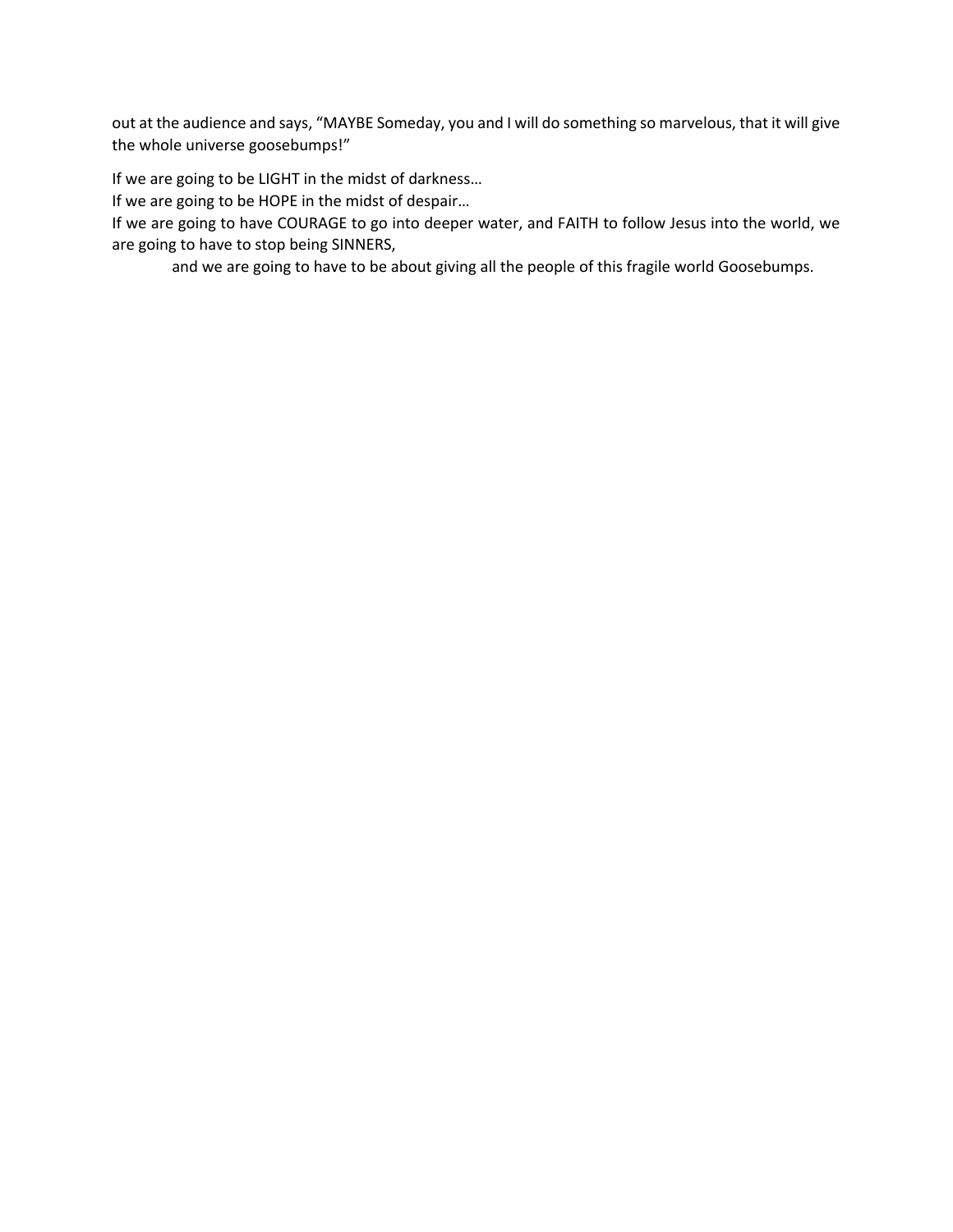out at the audience and says, “MAYBE Someday, you and I will do something so marvelous, that it will give the whole universe goosebumps!”

If we are going to be LIGHT in the midst of darkness…
If we are going to be HOPE in the midst of despair…
If we are going to have COURAGE to go into deeper water, and FAITH to follow Jesus into the world, we are going to have to stop being SINNERS,

and we are going to have to be about giving all the people of this fragile world Goosebumps.